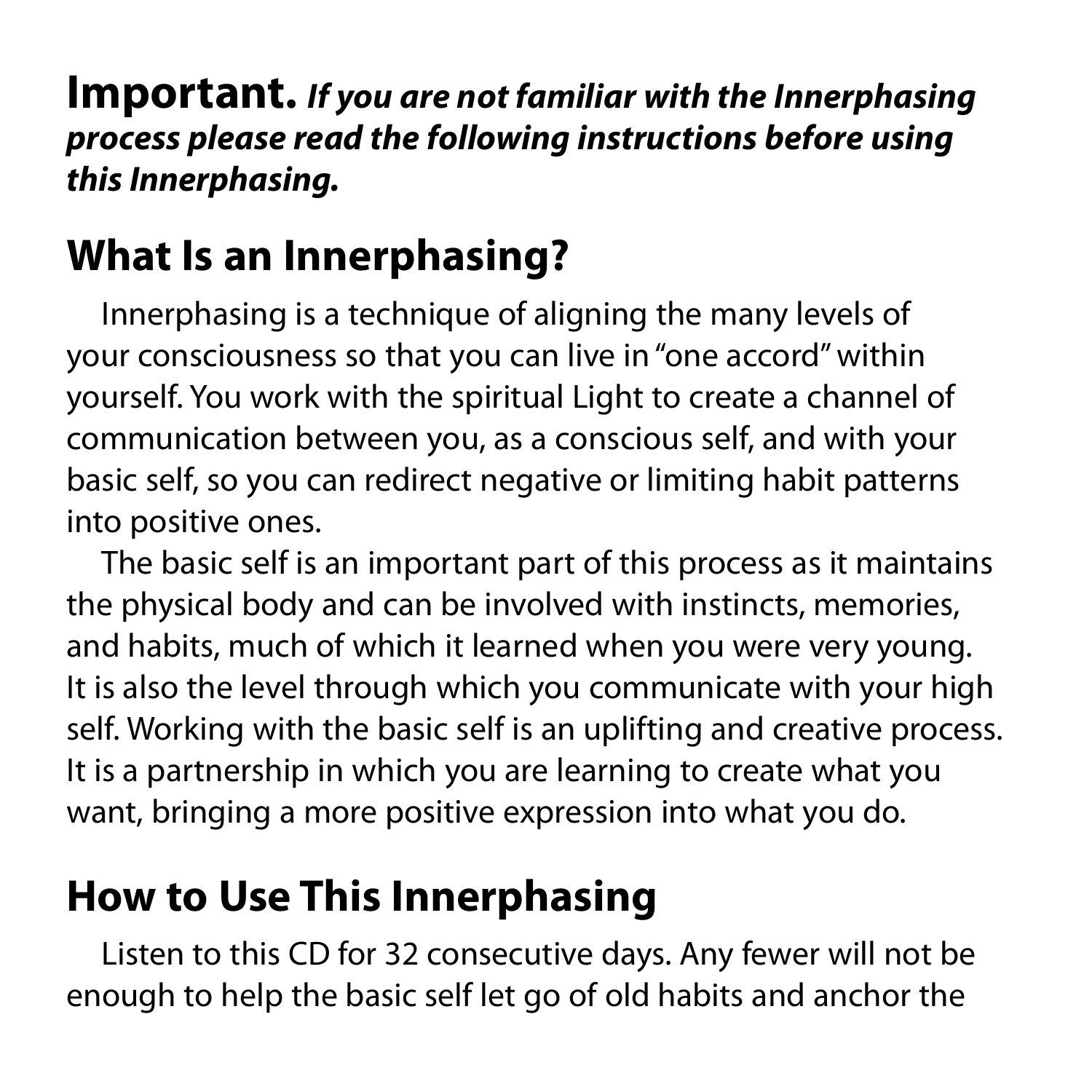**Important.** ***If you are not familiar with the Innerphasing process please read the following instructions before using this Innerphasing.***

## What Is an Innerphasing?

Innerphasing is a technique of aligning the many levels of your consciousness so that you can live in "one accord" within yourself. You work with the spiritual Light to create a channel of communication between you, as a conscious self, and with your basic self, so you can redirect negative or limiting habit patterns into positive ones.

The basic self is an important part of this process as it maintains the physical body and can be involved with instincts, memories, and habits, much of which it learned when you were very young. It is also the level through which you communicate with your high self. Working with the basic self is an uplifting and creative process. It is a partnership in which you are learning to create what you want, bringing a more positive expression into what you do.

## How to Use This Innerphasing

Listen to this CD for 32 consecutive days. Any fewer will not be enough to help the basic self let go of old habits and anchor the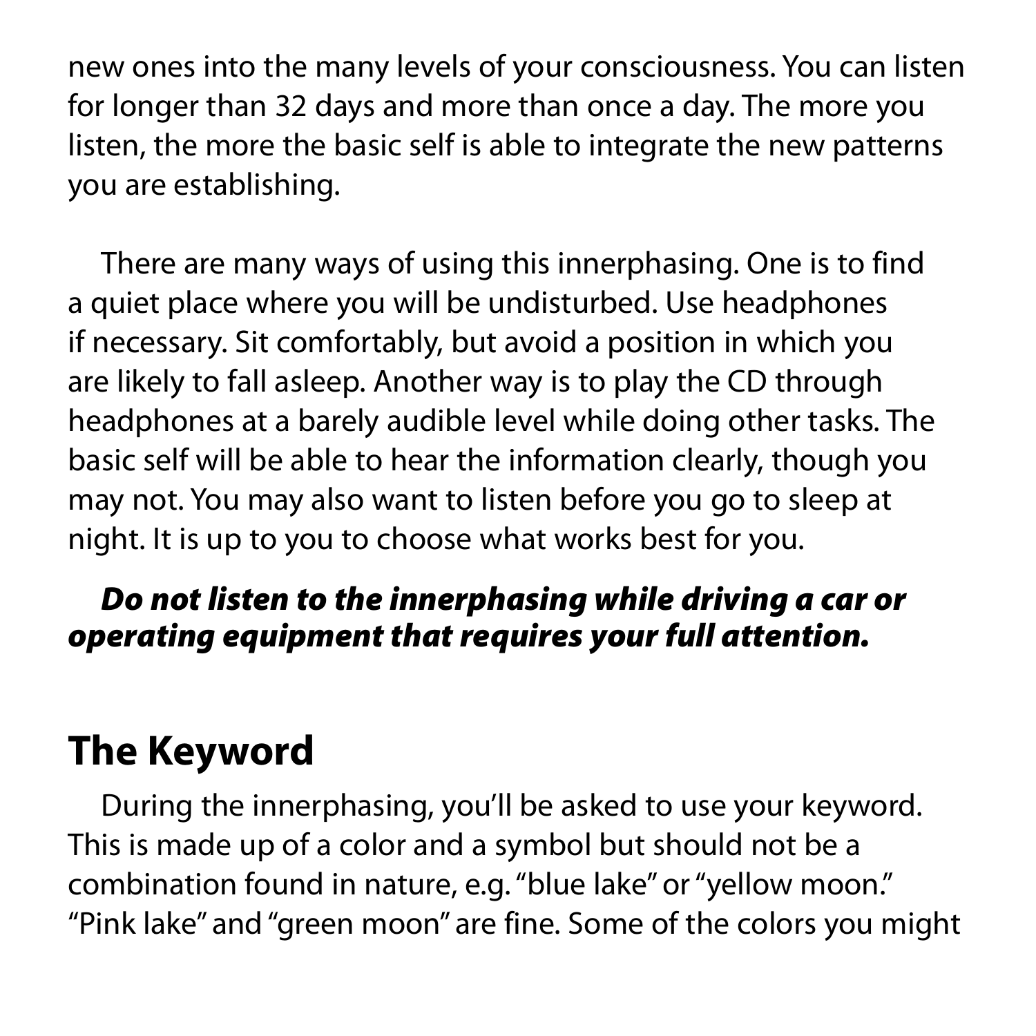new ones into the many levels of your consciousness. You can listen for longer than 32 days and more than once a day. The more you listen, the more the basic self is able to integrate the new patterns you are establishing.

There are many ways of using this innerphasing. One is to find a quiet place where you will be undisturbed. Use headphones if necessary. Sit comfortably, but avoid a position in which you are likely to fall asleep. Another way is to play the CD through headphones at a barely audible level while doing other tasks. The basic self will be able to hear the information clearly, though you may not. You may also want to listen before you go to sleep at night. It is up to you to choose what works best for you.

***Do not listen to the innerphasing while driving a car or operating equipment that requires your full attention.***

## The Keyword

During the innerphasing, you'll be asked to use your keyword. This is made up of a color and a symbol but should not be a combination found in nature, e.g. "blue lake" or "yellow moon." "Pink lake" and "green moon" are fine. Some of the colors you might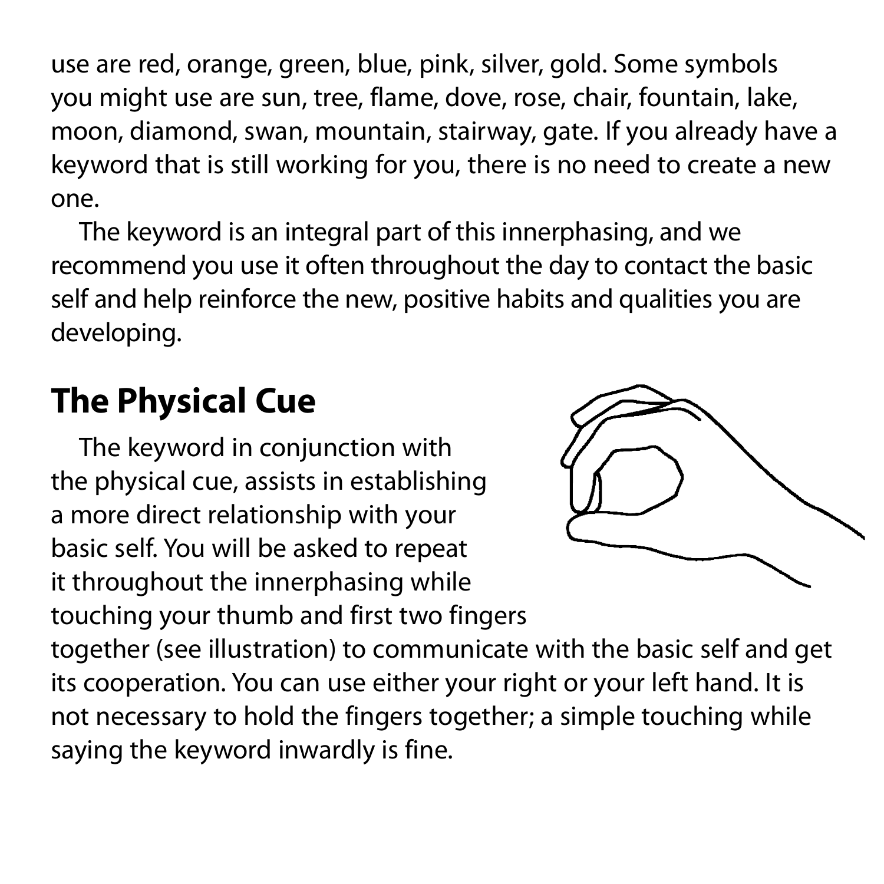use are red, orange, green, blue, pink, silver, gold. Some symbols you might use are sun, tree, flame, dove, rose, chair, fountain, lake, moon, diamond, swan, mountain, stairway, gate. If you already have a keyword that is still working for you, there is no need to create a new one.

The keyword is an integral part of this innerphasing, and we recommend you use it often throughout the day to contact the basic self and help reinforce the new, positive habits and qualities you are developing.

## The Physical Cue

The keyword in conjunction with the physical cue, assists in establishing a more direct relationship with your basic self. You will be asked to repeat it throughout the innerphasing while touching your thumb and first two fingers together (see illustration) to communicate with the basic self and get its cooperation. You can use either your right or your left hand. It is not necessary to hold the fingers together; a simple touching while saying the keyword inwardly is fine.